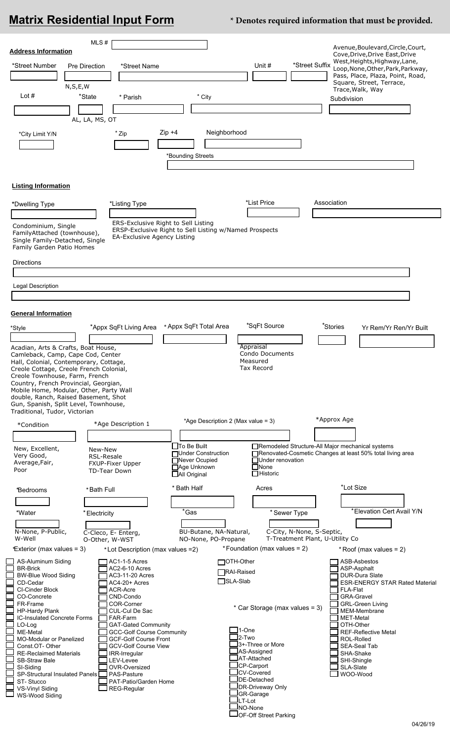# Matrix Residential Input Form

**\* Denotes required information that must be provided.**

MLS # ____

## Address Information

*Street Number ____ Pre Direction ____ (N,S,E,W) *Street Name ____ Unit # ____ *Street Suffix ____

Avenue,Boulevard,Circle,Court, Cove,Drive,Drive East,Drive West,Heights,Highway,Lane, Loop,None,Other,Park,Parkway, Pass, Place, Plaza, Point, Road, Square, Street, Terrace, Trace,Walk, Way

Lot # ____ *State ____ (AL, LA, MS, OT) * Parish ____ * City ____ Subdivision ____

*City Limit Y/N ____ * Zip ____ Zip +4 ____ Neighborhood ____

*Bounding Streets ____

## Listing Information

*Dwelling Type ____

Condominium, Single FamilyAttached (townhouse), Single Family-Detached, Single Family Garden Patio Homes

*Listing Type ____

ERS-Exclusive Right to Sell Listing
ERSP-Exclusive Right to Sell Listing w/Named Prospects
EA-Exclusive Agency Listing

*List Price ____ Association ____

Directions ____

Legal Description ____

## General Information

*Style ____

Acadian, Arts & Crafts, Boat House, Camleback, Camp, Cape Cod, Center Hall, Colonial, Contemporary, Cottage, Creole Cottage, Creole French Colonial, Creole Townhouse, Farm, French Country, French Provincial, Georgian, Mobile Home, Modular, Other, Party Wall double, Ranch, Raised Basement, Shot Gun, Spanish, Split Level, Townhouse, Traditional, Tudor, Victorian

*Appx SqFt Living Area ____ * Appx SqFt Total Area ____

*SqFt Source ____

Appraisal
Condo Documents
Measured
Tax Record

*Stories ____ Yr Rem/Yr Ren/Yr Built ____

*Condition ____

New, Excellent, Very Good, Average,Fair, Poor

*Age Description 1 ____

New-New
RSL-Resale
FXUP-Fixer Upper
TD-Tear Down

*Age Description 2 (Max value = 3) ____

- [ ] To Be Built
- [ ] Under Construction
- [ ] Never Ocupied
- [ ] Age Unknown
- [ ] All Original
- [ ] Remodeled Structure-All Major mechanical systems
- [ ] Renovated-Cosmetic Changes at least 50% total living area
- [ ] Under renovation
- [ ] None
- [ ] Historic

*Approx Age ____

*Bedrooms ____ * Bath Full ____ * Bath Half ____ Acres ____ *Lot Size ____

*Water ____ (N-None, P-Public, W-Well)

*Electricity ____ (C-Cleco, E- Enterg, O-Other, W-WST)

*Gas ____ (BU-Butane, NA-Natural, NO-None, PO-Propane)

* Sewer Type ____ (C-City, N-None, S-Septic, T-Treatment Plant, U-Utility Co)

*Elevation Cert Avail Y/N ____

*Exterior (max values = 3)

- [ ] AS-Aluminum Siding
- [ ] BR-Brick
- [ ] BW-Blue Wood Siding
- [ ] CD-Cedar
- [ ] CI-Cinder Block
- [ ] CO-Concrete
- [ ] FR-Frame
- [ ] HP-Hardy Plank
- [ ] IC-Insulated Concrete Forms
- [ ] LO-Log
- [ ] ME-Metal
- [ ] MO-Modular or Panelized
- [ ] Const.OT- Other
- [ ] RE-Reclaimed Materials
- [ ] SB-Straw Bale
- [ ] SI-Siding
- [ ] SP-Structural Insulated Panels
- [ ] ST- Stucco
- [ ] VS-Vinyl Siding
- [ ] WS-Wood Siding

*Lot Description (max values =2)

- [ ] AC1-1-5 Acres
- [ ] AC2-6-10 Acres
- [ ] AC3-11-20 Acres
- [ ] AC4-20+ Acres
- [ ] ACR-Acre
- [ ] CND-Condo
- [ ] COR-Corner
- [ ] CUL-Cul De Sac
- [ ] FAR-Farm
- [ ] GAT-Gated Community
- [ ] GCC-Golf Course Community
- [ ] GCF-Golf Course Front
- [ ] GCV-Golf Course View
- [ ] IRR-Irregular
- [ ] LEV-Levee
- [ ] OVR-Oversized
- [ ] PAS-Pasture
- [ ] PAT-Patio/Garden Home
- [ ] REG-Regular

*Foundation (max values = 2)

- [ ] OTH-Other
- [ ] RAI-Raised
- [ ] SLA-Slab

* Car Storage (max values = 3)

- [ ] 1-One
- [ ] 2-Two
- [ ] 3+-Three or More
- [ ] AS-Assigned
- [ ] AT-Attached
- [ ] CP-Carport
- [ ] CV-Covered
- [ ] DE-Detached
- [ ] DR-Driveway Only
- [ ] GR-Garage
- [ ] LT-Lot
- [ ] NO-None
- [ ] OF-Off Street Parking

*Roof (max values = 2)

- [ ] ASB-Asbestos
- [ ] ASP-Asphalt
- [ ] DUR-Dura Slate
- [ ] ESR-ENERGY STAR Rated Material
- [ ] FLA-Flat
- [ ] GRA-Gravel
- [ ] GRL-Green Living
- [ ] MEM-Membrane
- [ ] MET-Metal
- [ ] OTH-Other
- [ ] REF-Reflective Metal
- [ ] ROL-Rolled
- [ ] SEA-Seal Tab
- [ ] SHA-Shake
- [ ] SHI-Shingle
- [ ] SLA-Slate
- [ ] WOO-Wood

04/26/19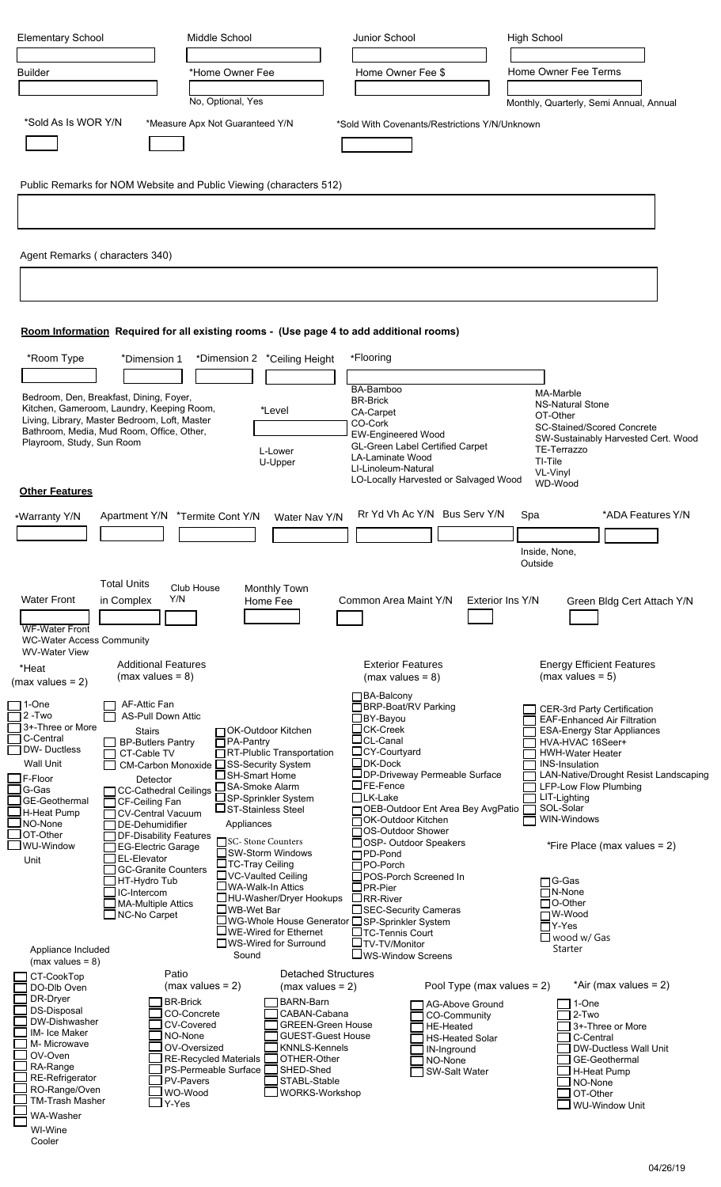Elementary School | Middle School | Junior School | High School

Builder

*Home Owner Fee
No, Optional, Yes

Home Owner Fee $

Home Owner Fee Terms
Monthly, Quarterly, Semi Annual, Annual

*Sold As Is WOR Y/N

*Measure Apx Not Guaranteed Y/N

*Sold With Covenants/Restrictions Y/N/Unknown

Public Remarks for NOM Website and Public Viewing (characters 512)

Agent Remarks ( characters 340)

**Room Information Required for all existing rooms - (Use page 4 to add additional rooms)**

*Room Type | *Dimension 1 | *Dimension 2 | *Ceiling Height | *Flooring

Bedroom, Den, Breakfast, Dining, Foyer, Kitchen, Gameroom, Laundry, Keeping Room, Living, Library, Master Bedroom, Loft, Master Bathroom, Media, Mud Room, Office, Other, Playroom, Study, Sun Room

*Level
- L-Lower
- U-Upper

Flooring:
- BA-Bamboo
- BR-Brick
- CA-Carpet
- CO-Cork
- EW-Engineered Wood
- GL-Green Label Certified Carpet
- LA-Laminate Wood
- LI-Linoleum-Natural
- LO-Locally Harvested or Salvaged Wood
- MA-Marble
- NS-Natural Stone
- OT-Other
- SC-Stained/Scored Concrete
- SW-Sustainably Harvested Cert. Wood
- TE-Terrazzo
- TI-Tile
- VL-Vinyl
- WD-Wood

**Other Features**

*Warranty Y/N | Apartment Y/N | *Termite Cont Y/N | Water Nav Y/N | Rr Yd Vh Ac Y/N | Bus Serv Y/N | Spa | *ADA Features Y/N

Spa: Inside, None, Outside

Water Front
- WF-Water Front
- WC-Water Access Community
- WV-Water View

Total Units in Complex | Club House Y/N | Monthly Town Home Fee | Common Area Maint Y/N | Exterior Ins Y/N | Green Bldg Cert Attach Y/N

*Heat (max values = 2)
- 1-One
- 2 -Two
- 3+-Three or More
- C-Central
- DW- Ductless Wall Unit
- F-Floor
- G-Gas
- GE-Geothermal
- H-Heat Pump
- NO-None
- OT-Other
- WU-Window Unit

Additional Features (max values = 8)
- AF-Attic Fan
- AS-Pull Down Attic Stairs
- BP-Butlers Pantry
- CT-Cable TV
- CM-Carbon Monoxide Detector
- CC-Cathedral Ceilings
- CF-Ceiling Fan
- CV-Central Vacuum
- DE-Dehumidifier
- DF-Disability Features
- EG-Electric Garage
- EL-Elevator
- GC-Granite Counters
- HT-Hydro Tub
- IC-Intercom
- MA-Multiple Attics
- NC-No Carpet
- OK-Outdoor Kitchen
- PA-Pantry
- RT-Plublic Transportation
- SS-Security System
- SH-Smart Home Appliances
- SA-Smoke Alarm
- SP-Sprinkler System
- ST-Stainless Steel
- SC- Stone Counters
- SW-Storm Windows
- TC-Tray Ceiling
- VC-Vaulted Ceiling
- WA-Walk-In Attics
- HU-Washer/Dryer Hookups
- WB-Wet Bar
- WG-Whole House Generator
- WE-Wired for Ethernet
- WS-Wired for Surround Sound

Exterior Features (max values = 8)
- BA-Balcony
- BRP-Boat/RV Parking
- BY-Bayou
- CK-Creek
- CL-Canal
- CY-Courtyard
- DK-Dock
- DP-Driveway Permeable Surface
- FE-Fence
- LK-Lake
- OEB-Outdoor Ent Area Bey AvgPatio
- OK-Outdoor Kitchen
- OS-Outdoor Shower
- OSP- Outdoor Speakers
- PD-Pond
- PO-Porch
- POS-Porch Screened In
- PR-Pier
- RR-River
- SEC-Security Cameras
- SP-Sprinkler System
- TC-Tennis Court
- TV-TV/Monitor
- WS-Window Screens

Energy Efficient Features (max values = 5)
- CER-3rd Party Certification
- EAF-Enhanced Air Filtration
- ESA-Energy Star Appliances
- HVA-HVAC 16Seer+
- HWH-Water Heater
- INS-Insulation
- LAN-Native/Drought Resist Landscaping
- LFP-Low Flow Plumbing
- LIT-Lighting
- SOL-Solar
- WIN-Windows

*Fire Place (max values = 2)
- G-Gas
- N-None
- O-Other
- W-Wood
- Y-Yes
- wood w/ Gas Starter

Appliance Included (max values = 8)
- CT-CookTop
- DO-Dlb Oven
- DR-Dryer
- DS-Disposal
- DW-Dishwasher
- IM- Ice Maker
- M- Microwave
- OV-Oven
- RA-Range
- RE-Refrigerator
- RO-Range/Oven
- TM-Trash Masher
- WA-Washer
- WI-Wine Cooler

Patio (max values = 2)
- BR-Brick
- CO-Concrete
- CV-Covered
- NO-None
- OV-Oversized
- RE-Recycled Materials
- PS-Permeable Surface
- PV-Pavers
- WO-Wood
- Y-Yes

Detached Structures (max values = 2)
- BARN-Barn
- CABAN-Cabana
- GREEN-Green House
- GUEST-Guest House
- KNNLS-Kennels
- OTHER-Other
- SHED-Shed
- STABL-Stable
- WORKS-Workshop

Pool Type (max values = 2)
- AG-Above Ground
- CO-Community
- HE-Heated
- HS-Heated Solar
- IN-Inground
- NO-None
- SW-Salt Water

*Air (max values = 2)
- 1-One
- 2-Two
- 3+-Three or More
- C-Central
- DW-Ductless Wall Unit
- GE-Geothermal
- H-Heat Pump
- NO-None
- OT-Other
- WU-Window Unit

04/26/19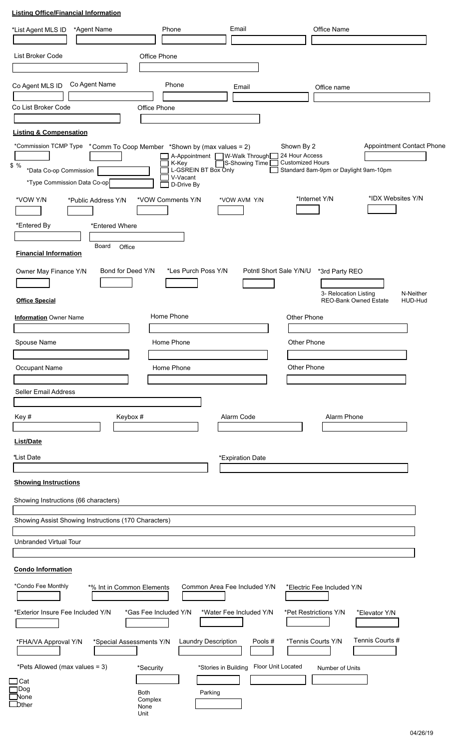**Listing Office/Financial Information**

*List Agent MLS ID *Agent Name Phone Email Office Name

List Broker Code Office Phone

Co Agent MLS ID Co Agent Name Phone Email Office name

Co List Broker Code Office Phone

**Listing & Compensation**

*Commission TCMP Type *Comm To Coop Member *Shown by (max values = 2) Shown By 2 Appointment Contact Phone

$ %

*Data Co-op Commission

*Type Commission Data Co-op

- A-Appointment
- K-Key
- L-GSREIN BT Box Only
- V-Vacant
- D-Drive By
- W-Walk Through
- S-Showing Time
- 24 Hour Access
- Customized Hours
- Standard 8am-9pm or Daylight 9am-10pm

*VOW Y/N *Public Address Y/N *VOW Comments Y/N *VOW AVM Y/N *Internet Y/N *IDX Websites Y/N

*Entered By *Entered Where

Board Office

**Financial Information**

Owner May Finance Y/N Bond for Deed Y/N *Les Purch Poss Y/N Potntl Short Sale Y/N/U *3rd Party REO

3- Relocation Listing N-Neither
REO-Bank Owned Estate HUD-Hud

**Office Special**

**Information** Owner Name Home Phone Other Phone

Spouse Name Home Phone Other Phone

Occupant Name Home Phone Other Phone

Seller Email Address

Key # Keybox # Alarm Code Alarm Phone

**List/Date**

*List Date *Expiration Date

**Showing Instructions**

Showing Instructions (66 characters)

Showing Assist Showing Instructions (170 Characters)

Unbranded Virtual Tour

**Condo Information**

*Condo Fee Monthly *% Int in Common Elements Common Area Fee Included Y/N *Electric Fee Included Y/N

*Exterior Insure Fee Included Y/N *Gas Fee Included Y/N *Water Fee Included Y/N *Pet Restrictions Y/N *Elevator Y/N

*FHA/VA Approval Y/N *Special Assessments Y/N Laundry Description Pools # *Tennis Courts Y/N Tennis Courts #

*Pets Allowed (max values = 3) *Security *Stories in Building Floor Unit Located Number of Units

- Cat
- Dog
- None
- Other

Both
Complex
None
Unit

Parking

04/26/19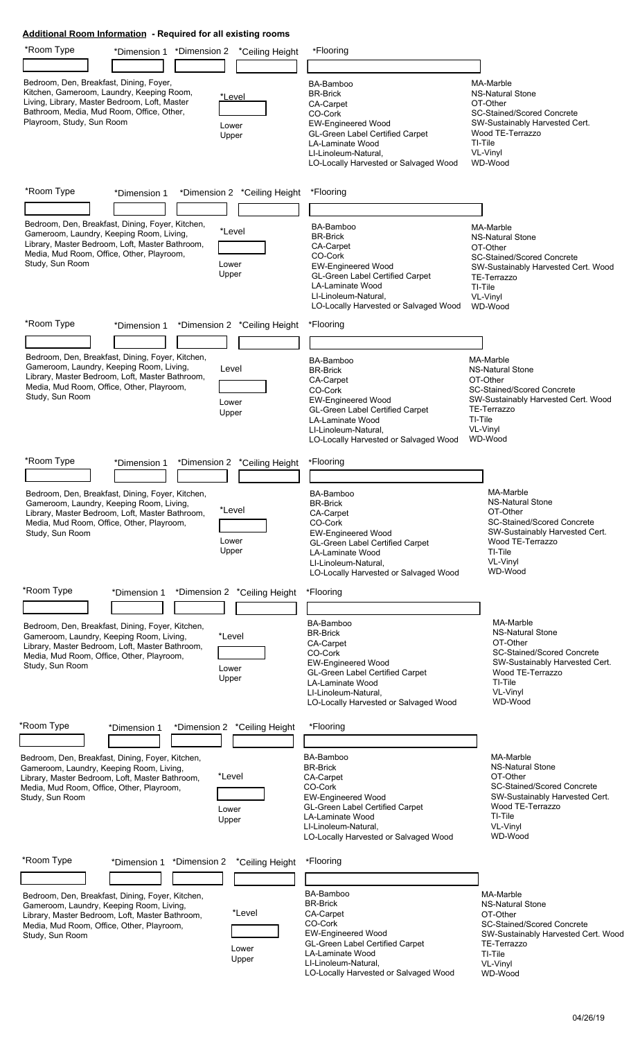**Additional Room Information - Required for all existing rooms**

*Room Type | *Dimension 1 | *Dimension 2 | *Ceiling Height | *Flooring

Bedroom, Den, Breakfast, Dining, Foyer, Kitchen, Gameroom, Laundry, Keeping Room, Living, Library, Master Bedroom, Loft, Master Bathroom, Media, Mud Room, Office, Other, Playroom, Study, Sun Room

*Level

Lower
Upper

BA-Bamboo
BR-Brick
CA-Carpet
CO-Cork
EW-Engineered Wood
GL-Green Label Certified Carpet
LA-Laminate Wood
LI-Linoleum-Natural,
LO-Locally Harvested or Salvaged Wood
MA-Marble
NS-Natural Stone
OT-Other
SC-Stained/Scored Concrete
SW-Sustainably Harvested Cert. Wood TE-Terrazzo
TI-Tile
VL-Vinyl
WD-Wood

---

*Room Type | *Dimension 1 | *Dimension 2 | *Ceiling Height | *Flooring

Bedroom, Den, Breakfast, Dining, Foyer, Kitchen, Gameroom, Laundry, Keeping Room, Living, Library, Master Bedroom, Loft, Master Bathroom, Media, Mud Room, Office, Other, Playroom, Study, Sun Room

*Level

Lower
Upper

BA-Bamboo
BR-Brick
CA-Carpet
CO-Cork
EW-Engineered Wood
GL-Green Label Certified Carpet
LA-Laminate Wood
LI-Linoleum-Natural,
LO-Locally Harvested or Salvaged Wood
MA-Marble
NS-Natural Stone
OT-Other
SC-Stained/Scored Concrete
SW-Sustainably Harvested Cert. Wood
TE-Terrazzo
TI-Tile
VL-Vinyl
WD-Wood

---

*Room Type | *Dimension 1 | *Dimension 2 | *Ceiling Height | *Flooring

Bedroom, Den, Breakfast, Dining, Foyer, Kitchen, Gameroom, Laundry, Keeping Room, Living, Library, Master Bedroom, Loft, Master Bathroom, Media, Mud Room, Office, Other, Playroom, Study, Sun Room

Level

Lower
Upper

BA-Bamboo
BR-Brick
CA-Carpet
CO-Cork
EW-Engineered Wood
GL-Green Label Certified Carpet
LA-Laminate Wood
LI-Linoleum-Natural,
LO-Locally Harvested or Salvaged Wood
MA-Marble
NS-Natural Stone
OT-Other
SC-Stained/Scored Concrete
SW-Sustainably Harvested Cert. Wood
TE-Terrazzo
TI-Tile
VL-Vinyl
WD-Wood

---

*Room Type | *Dimension 1 | *Dimension 2 | *Ceiling Height | *Flooring

Bedroom, Den, Breakfast, Dining, Foyer, Kitchen, Gameroom, Laundry, Keeping Room, Living, Library, Master Bedroom, Loft, Master Bathroom, Media, Mud Room, Office, Other, Playroom, Study, Sun Room

*Level

Lower
Upper

BA-Bamboo
BR-Brick
CA-Carpet
CO-Cork
EW-Engineered Wood
GL-Green Label Certified Carpet
LA-Laminate Wood
LI-Linoleum-Natural,
LO-Locally Harvested or Salvaged Wood
MA-Marble
NS-Natural Stone
OT-Other
SC-Stained/Scored Concrete
SW-Sustainably Harvested Cert. Wood TE-Terrazzo
TI-Tile
VL-Vinyl
WD-Wood

---

*Room Type | *Dimension 1 | *Dimension 2 | *Ceiling Height | *Flooring

Bedroom, Den, Breakfast, Dining, Foyer, Kitchen, Gameroom, Laundry, Keeping Room, Living, Library, Master Bedroom, Loft, Master Bathroom, Media, Mud Room, Office, Other, Playroom, Study, Sun Room

*Level

Lower
Upper

BA-Bamboo
BR-Brick
CA-Carpet
CO-Cork
EW-Engineered Wood
GL-Green Label Certified Carpet
LA-Laminate Wood
LI-Linoleum-Natural,
LO-Locally Harvested or Salvaged Wood
MA-Marble
NS-Natural Stone
OT-Other
SC-Stained/Scored Concrete
SW-Sustainably Harvested Cert. Wood TE-Terrazzo
TI-Tile
VL-Vinyl
WD-Wood

---

*Room Type | *Dimension 1 | *Dimension 2 | *Ceiling Height | *Flooring

Bedroom, Den, Breakfast, Dining, Foyer, Kitchen, Gameroom, Laundry, Keeping Room, Living, Library, Master Bedroom, Loft, Master Bathroom, Media, Mud Room, Office, Other, Playroom, Study, Sun Room

*Level

Lower
Upper

BA-Bamboo
BR-Brick
CA-Carpet
CO-Cork
EW-Engineered Wood
GL-Green Label Certified Carpet
LA-Laminate Wood
LI-Linoleum-Natural,
LO-Locally Harvested or Salvaged Wood
MA-Marble
NS-Natural Stone
OT-Other
SC-Stained/Scored Concrete
SW-Sustainably Harvested Cert. Wood TE-Terrazzo
TI-Tile
VL-Vinyl
WD-Wood

---

*Room Type | *Dimension 1 | *Dimension 2 | *Ceiling Height | *Flooring

Bedroom, Den, Breakfast, Dining, Foyer, Kitchen, Gameroom, Laundry, Keeping Room, Living, Library, Master Bedroom, Loft, Master Bathroom, Media, Mud Room, Office, Other, Playroom, Study, Sun Room

*Level

Lower
Upper

BA-Bamboo
BR-Brick
CA-Carpet
CO-Cork
EW-Engineered Wood
GL-Green Label Certified Carpet
LA-Laminate Wood
LI-Linoleum-Natural,
LO-Locally Harvested or Salvaged Wood
MA-Marble
NS-Natural Stone
OT-Other
SC-Stained/Scored Concrete
SW-Sustainably Harvested Cert. Wood
TE-Terrazzo
TI-Tile
VL-Vinyl
WD-Wood